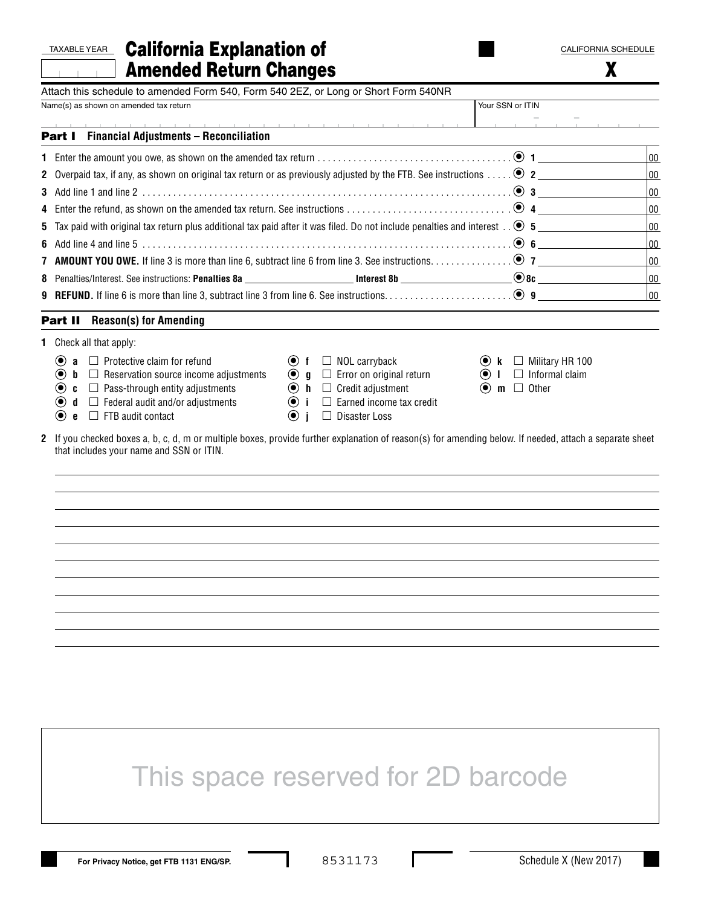TAXABLE YEAR

# California Explanation of Amended Return Changes

CALIFORNIA SCHEDULE

**X**

Attach this schedule to amended Form 540, Form 540 2EZ, or Long or Short Form 540NR

| Name(s) as shown on amended tax return | Your SSN or ITIN |
|---|---|
| | |

## Part I Financial Adjustments – Reconciliation

| | | | |
|---|---|---|---|
| **1** | Enter the amount you owe, as shown on the amended tax return | 1 | 00 |
| **2** | Overpaid tax, if any, as shown on original tax return or as previously adjusted by the FTB. See instructions | 2 | 00 |
| **3** | Add line 1 and line 2 | 3 | 00 |
| **4** | Enter the refund, as shown on the amended tax return. See instructions | 4 | 00 |
| **5** | Tax paid with original tax return plus additional tax paid after it was filed. Do not include penalties and interest | 5 | 00 |
| **6** | Add line 4 and line 5 | 6 | 00 |
| **7** | **AMOUNT YOU OWE.** If line 3 is more than line 6, subtract line 6 from line 3. See instructions | 7 | 00 |
| **8** | Penalties/Interest. See instructions: **Penalties 8a** ______ **Interest 8b** ______ | 8c | 00 |
| **9** | **REFUND.** If line 6 is more than line 3, subtract line 3 from line 6. See instructions | 9 | 00 |

## Part II Reason(s) for Amending

**1** Check all that apply:

- **a** ☐ Protective claim for refund
- **b** ☐ Reservation source income adjustments
- **c** ☐ Pass-through entity adjustments
- **d** ☐ Federal audit and/or adjustments
- **e** ☐ FTB audit contact
- **f** ☐ NOL carryback
- **g** ☐ Error on original return
- **h** ☐ Credit adjustment
- **i** ☐ Earned income tax credit
- **j** ☐ Disaster Loss
- **k** ☐ Military HR 100
- **l** ☐ Informal claim
- **m** ☐ Other

**2** If you checked boxes a, b, c, d, m or multiple boxes, provide further explanation of reason(s) for amending below. If needed, attach a separate sheet that includes your name and SSN or ITIN.

This space reserved for 2D barcode

For Privacy Notice, get FTB 1131 ENG/SP.

8531173

Schedule X (New 2017)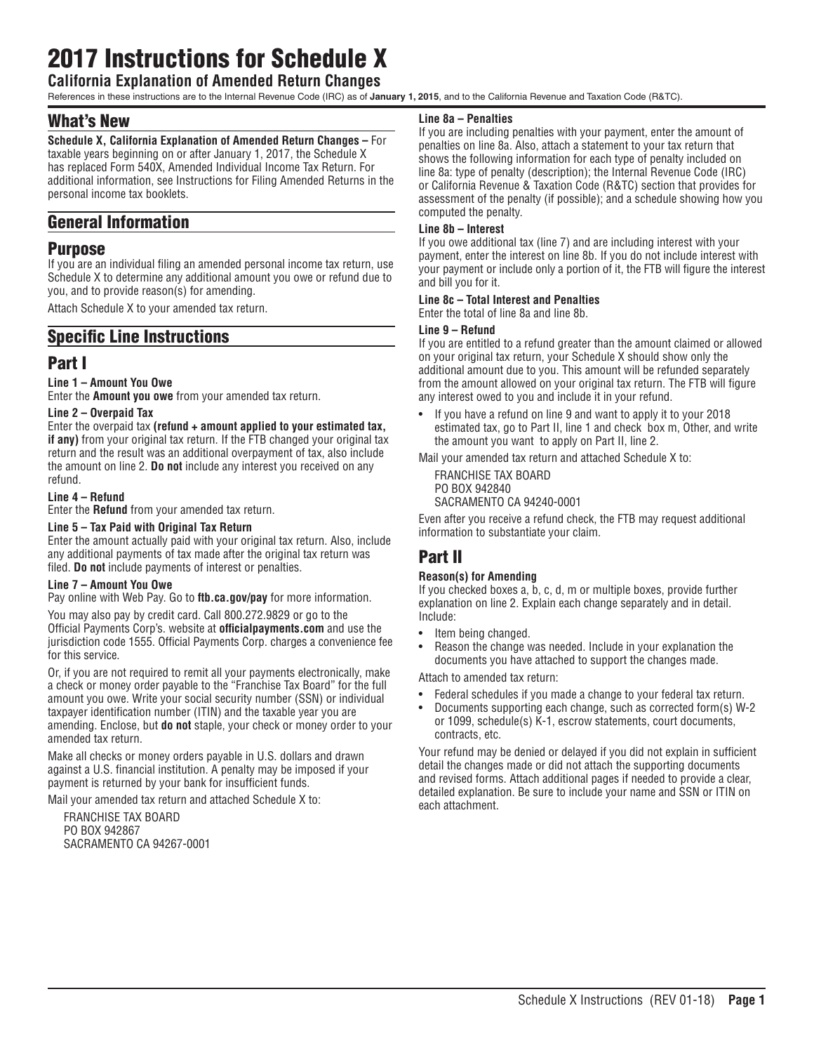# 2017 Instructions for Schedule X

## California Explanation of Amended Return Changes

References in these instructions are to the Internal Revenue Code (IRC) as of **January 1, 2015**, and to the California Revenue and Taxation Code (R&TC).

## What's New

**Schedule X, California Explanation of Amended Return Changes –** For taxable years beginning on or after January 1, 2017, the Schedule X has replaced Form 540X, Amended Individual Income Tax Return. For additional information, see Instructions for Filing Amended Returns in the personal income tax booklets.

## General Information

## Purpose

If you are an individual filing an amended personal income tax return, use Schedule X to determine any additional amount you owe or refund due to you, and to provide reason(s) for amending.

Attach Schedule X to your amended tax return.

## Specific Line Instructions

## Part I

**Line 1 – Amount You Owe**

Enter the **Amount you owe** from your amended tax return.

**Line 2 – Overpaid Tax**

Enter the overpaid tax **(refund + amount applied to your estimated tax, if any)** from your original tax return. If the FTB changed your original tax return and the result was an additional overpayment of tax, also include the amount on line 2. **Do not** include any interest you received on any refund.

**Line 4 – Refund**

Enter the **Refund** from your amended tax return.

**Line 5 – Tax Paid with Original Tax Return**

Enter the amount actually paid with your original tax return. Also, include any additional payments of tax made after the original tax return was filed. **Do not** include payments of interest or penalties.

**Line 7 – Amount You Owe**

Pay online with Web Pay. Go to **ftb.ca.gov/pay** for more information.

You may also pay by credit card. Call 800.272.9829 or go to the Official Payments Corp's. website at **officialpayments.com** and use the jurisdiction code 1555. Official Payments Corp. charges a convenience fee for this service.

Or, if you are not required to remit all your payments electronically, make a check or money order payable to the "Franchise Tax Board" for the full amount you owe. Write your social security number (SSN) or individual taxpayer identification number (ITIN) and the taxable year you are amending. Enclose, but **do not** staple, your check or money order to your amended tax return.

Make all checks or money orders payable in U.S. dollars and drawn against a U.S. financial institution. A penalty may be imposed if your payment is returned by your bank for insufficient funds.

Mail your amended tax return and attached Schedule X to:

FRANCHISE TAX BOARD
PO BOX 942867
SACRAMENTO CA 94267-0001

**Line 8a – Penalties**

If you are including penalties with your payment, enter the amount of penalties on line 8a. Also, attach a statement to your tax return that shows the following information for each type of penalty included on line 8a: type of penalty (description); the Internal Revenue Code (IRC) or California Revenue & Taxation Code (R&TC) section that provides for assessment of the penalty (if possible); and a schedule showing how you computed the penalty.

**Line 8b – Interest**

If you owe additional tax (line 7) and are including interest with your payment, enter the interest on line 8b. If you do not include interest with your payment or include only a portion of it, the FTB will figure the interest and bill you for it.

**Line 8c – Total Interest and Penalties**

Enter the total of line 8a and line 8b.

**Line 9 – Refund**

If you are entitled to a refund greater than the amount claimed or allowed on your original tax return, your Schedule X should show only the additional amount due to you. This amount will be refunded separately from the amount allowed on your original tax return. The FTB will figure any interest owed to you and include it in your refund.

- If you have a refund on line 9 and want to apply it to your 2018 estimated tax, go to Part II, line 1 and check box m, Other, and write the amount you want to apply on Part II, line 2.

Mail your amended tax return and attached Schedule X to:

FRANCHISE TAX BOARD
PO BOX 942840
SACRAMENTO CA 94240-0001

Even after you receive a refund check, the FTB may request additional information to substantiate your claim.

## Part II

**Reason(s) for Amending**

If you checked boxes a, b, c, d, m or multiple boxes, provide further explanation on line 2. Explain each change separately and in detail. Include:

- Item being changed.
- Reason the change was needed. Include in your explanation the documents you have attached to support the changes made.

Attach to amended tax return:

- Federal schedules if you made a change to your federal tax return.
- Documents supporting each change, such as corrected form(s) W-2 or 1099, schedule(s) K-1, escrow statements, court documents, contracts, etc.

Your refund may be denied or delayed if you did not explain in sufficient detail the changes made or did not attach the supporting documents and revised forms. Attach additional pages if needed to provide a clear, detailed explanation. Be sure to include your name and SSN or ITIN on each attachment.